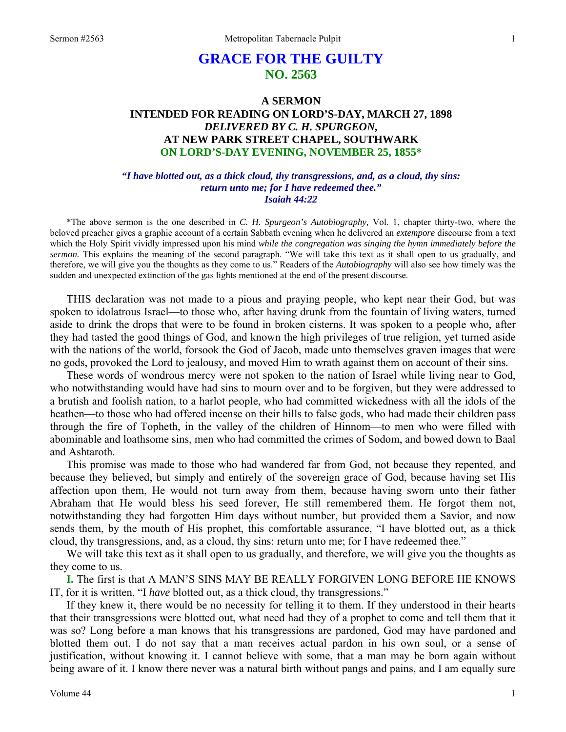# GRACE FOR THE GUILTY
## NO. 2563

### A SERMON
### INTENDED FOR READING ON LORD'S-DAY, MARCH 27, 1898
### *DELIVERED BY C. H. SPURGEON,*
### AT NEW PARK STREET CHAPEL, SOUTHWARK
### ON LORD'S-DAY EVENING, NOVEMBER 25, 1855*

***"I have blotted out, as a thick cloud, thy transgressions, and, as a cloud, thy sins: return unto me; for I have redeemed thee." Isaiah 44:22***

*The above sermon is the one described in *C. H. Spurgeon's Autobiography,* Vol. 1, chapter thirty-two, where the beloved preacher gives a graphic account of a certain Sabbath evening when he delivered an *extempore* discourse from a text which the Holy Spirit vividly impressed upon his mind *while the congregation was singing the hymn immediately before the sermon.* This explains the meaning of the second paragraph. "We will take this text as it shall open to us gradually, and therefore, we will give you the thoughts as they come to us." Readers of the *Autobiography* will also see how timely was the sudden and unexpected extinction of the gas lights mentioned at the end of the present discourse.

THIS declaration was not made to a pious and praying people, who kept near their God, but was spoken to idolatrous Israel—to those who, after having drunk from the fountain of living waters, turned aside to drink the drops that were to be found in broken cisterns. It was spoken to a people who, after they had tasted the good things of God, and known the high privileges of true religion, yet turned aside with the nations of the world, forsook the God of Jacob, made unto themselves graven images that were no gods, provoked the Lord to jealousy, and moved Him to wrath against them on account of their sins.

These words of wondrous mercy were not spoken to the nation of Israel while living near to God, who notwithstanding would have had sins to mourn over and to be forgiven, but they were addressed to a brutish and foolish nation, to a harlot people, who had committed wickedness with all the idols of the heathen—to those who had offered incense on their hills to false gods, who had made their children pass through the fire of Topheth, in the valley of the children of Hinnom—to men who were filled with abominable and loathsome sins, men who had committed the crimes of Sodom, and bowed down to Baal and Ashtaroth.

This promise was made to those who had wandered far from God, not because they repented, and because they believed, but simply and entirely of the sovereign grace of God, because having set His affection upon them, He would not turn away from them, because having sworn unto their father Abraham that He would bless his seed forever, He still remembered them. He forgot them not, notwithstanding they had forgotten Him days without number, but provided them a Savior, and now sends them, by the mouth of His prophet, this comfortable assurance, "I have blotted out, as a thick cloud, thy transgressions, and, as a cloud, thy sins: return unto me; for I have redeemed thee."

We will take this text as it shall open to us gradually, and therefore, we will give you the thoughts as they come to us.

**I.** The first is that A MAN'S SINS MAY BE REALLY FORGIVEN LONG BEFORE HE KNOWS IT, for it is written, "I *have* blotted out, as a thick cloud, thy transgressions."

If they knew it, there would be no necessity for telling it to them. If they understood in their hearts that their transgressions were blotted out, what need had they of a prophet to come and tell them that it was so? Long before a man knows that his transgressions are pardoned, God may have pardoned and blotted them out. I do not say that a man receives actual pardon in his own soul, or a sense of justification, without knowing it. I cannot believe with some, that a man may be born again without being aware of it. I know there never was a natural birth without pangs and pains, and I am equally sure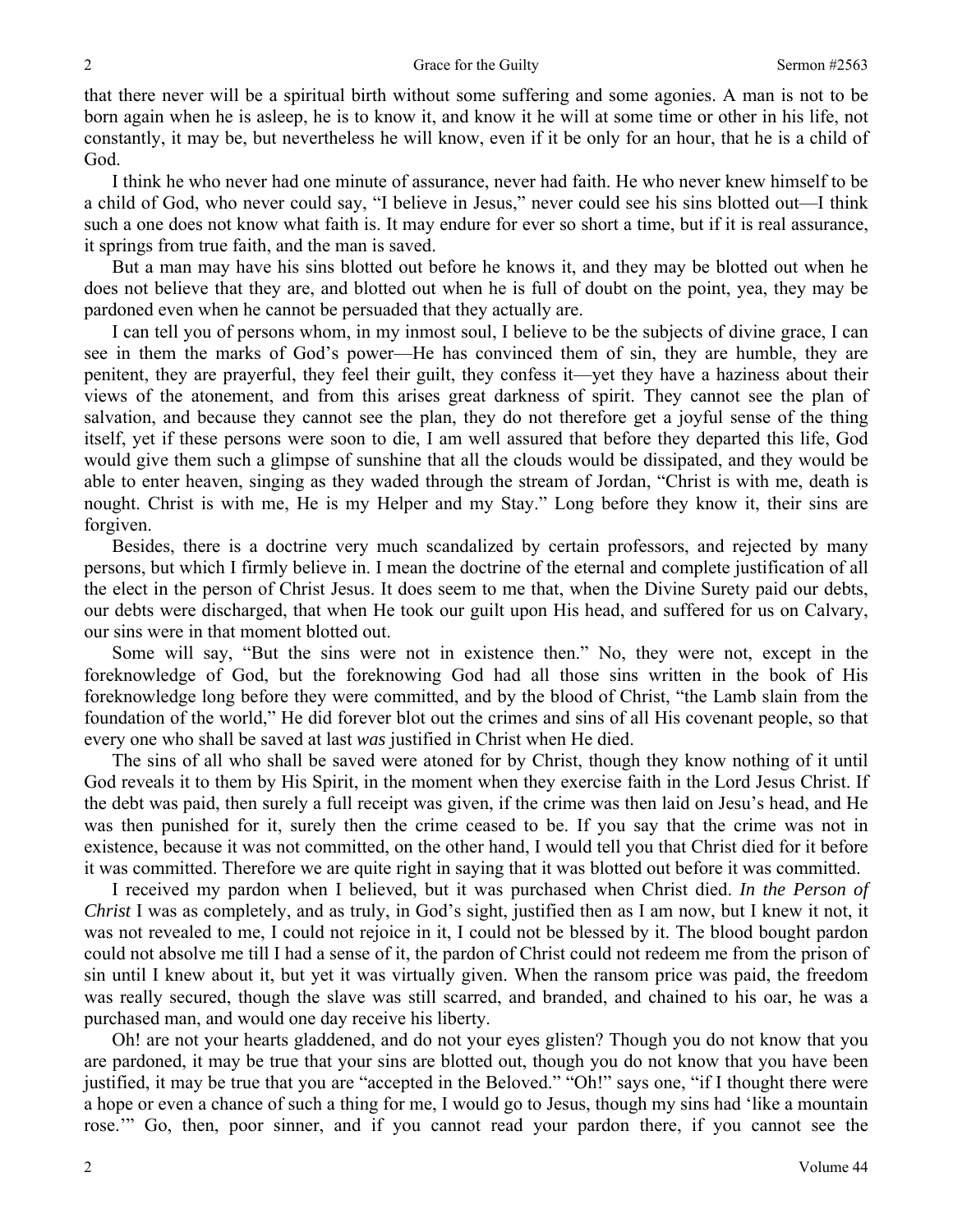that there never will be a spiritual birth without some suffering and some agonies. A man is not to be born again when he is asleep, he is to know it, and know it he will at some time or other in his life, not constantly, it may be, but nevertheless he will know, even if it be only for an hour, that he is a child of God.

I think he who never had one minute of assurance, never had faith. He who never knew himself to be a child of God, who never could say, "I believe in Jesus," never could see his sins blotted out—I think such a one does not know what faith is. It may endure for ever so short a time, but if it is real assurance, it springs from true faith, and the man is saved.

But a man may have his sins blotted out before he knows it, and they may be blotted out when he does not believe that they are, and blotted out when he is full of doubt on the point, yea, they may be pardoned even when he cannot be persuaded that they actually are.

I can tell you of persons whom, in my inmost soul, I believe to be the subjects of divine grace, I can see in them the marks of God's power—He has convinced them of sin, they are humble, they are penitent, they are prayerful, they feel their guilt, they confess it—yet they have a haziness about their views of the atonement, and from this arises great darkness of spirit. They cannot see the plan of salvation, and because they cannot see the plan, they do not therefore get a joyful sense of the thing itself, yet if these persons were soon to die, I am well assured that before they departed this life, God would give them such a glimpse of sunshine that all the clouds would be dissipated, and they would be able to enter heaven, singing as they waded through the stream of Jordan, "Christ is with me, death is nought. Christ is with me, He is my Helper and my Stay." Long before they know it, their sins are forgiven.

Besides, there is a doctrine very much scandalized by certain professors, and rejected by many persons, but which I firmly believe in. I mean the doctrine of the eternal and complete justification of all the elect in the person of Christ Jesus. It does seem to me that, when the Divine Surety paid our debts, our debts were discharged, that when He took our guilt upon His head, and suffered for us on Calvary, our sins were in that moment blotted out.

Some will say, "But the sins were not in existence then." No, they were not, except in the foreknowledge of God, but the foreknowing God had all those sins written in the book of His foreknowledge long before they were committed, and by the blood of Christ, "the Lamb slain from the foundation of the world," He did forever blot out the crimes and sins of all His covenant people, so that every one who shall be saved at last *was* justified in Christ when He died.

The sins of all who shall be saved were atoned for by Christ, though they know nothing of it until God reveals it to them by His Spirit, in the moment when they exercise faith in the Lord Jesus Christ. If the debt was paid, then surely a full receipt was given, if the crime was then laid on Jesu's head, and He was then punished for it, surely then the crime ceased to be. If you say that the crime was not in existence, because it was not committed, on the other hand, I would tell you that Christ died for it before it was committed. Therefore we are quite right in saying that it was blotted out before it was committed.

I received my pardon when I believed, but it was purchased when Christ died. *In the Person of Christ* I was as completely, and as truly, in God's sight, justified then as I am now, but I knew it not, it was not revealed to me, I could not rejoice in it, I could not be blessed by it. The blood bought pardon could not absolve me till I had a sense of it, the pardon of Christ could not redeem me from the prison of sin until I knew about it, but yet it was virtually given. When the ransom price was paid, the freedom was really secured, though the slave was still scarred, and branded, and chained to his oar, he was a purchased man, and would one day receive his liberty.

Oh! are not your hearts gladdened, and do not your eyes glisten? Though you do not know that you are pardoned, it may be true that your sins are blotted out, though you do not know that you have been justified, it may be true that you are "accepted in the Beloved." "Oh!" says one, "if I thought there were a hope or even a chance of such a thing for me, I would go to Jesus, though my sins had 'like a mountain rose.'" Go, then, poor sinner, and if you cannot read your pardon there, if you cannot see the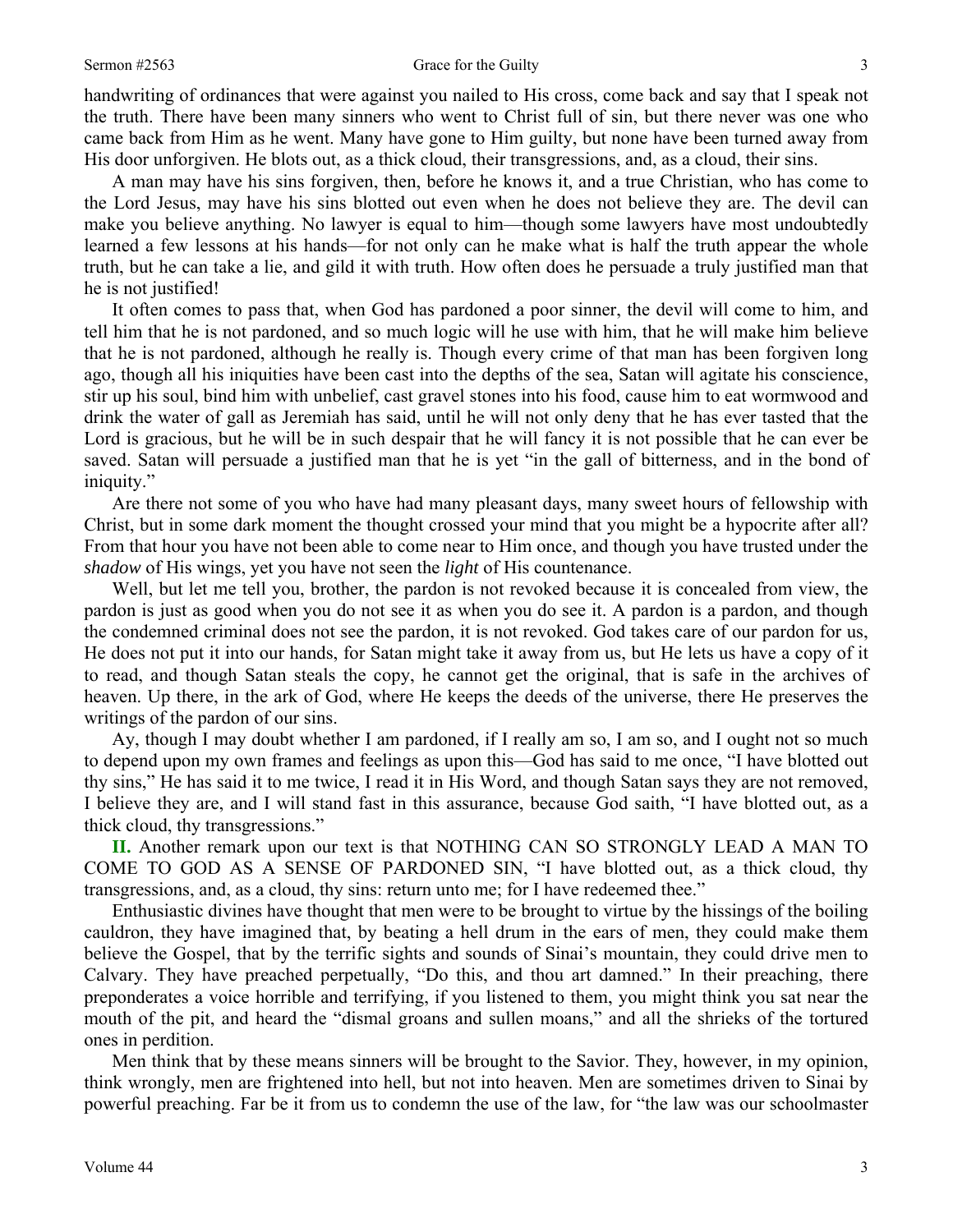handwriting of ordinances that were against you nailed to His cross, come back and say that I speak not the truth. There have been many sinners who went to Christ full of sin, but there never was one who came back from Him as he went. Many have gone to Him guilty, but none have been turned away from His door unforgiven. He blots out, as a thick cloud, their transgressions, and, as a cloud, their sins.

A man may have his sins forgiven, then, before he knows it, and a true Christian, who has come to the Lord Jesus, may have his sins blotted out even when he does not believe they are. The devil can make you believe anything. No lawyer is equal to him—though some lawyers have most undoubtedly learned a few lessons at his hands—for not only can he make what is half the truth appear the whole truth, but he can take a lie, and gild it with truth. How often does he persuade a truly justified man that he is not justified!

It often comes to pass that, when God has pardoned a poor sinner, the devil will come to him, and tell him that he is not pardoned, and so much logic will he use with him, that he will make him believe that he is not pardoned, although he really is. Though every crime of that man has been forgiven long ago, though all his iniquities have been cast into the depths of the sea, Satan will agitate his conscience, stir up his soul, bind him with unbelief, cast gravel stones into his food, cause him to eat wormwood and drink the water of gall as Jeremiah has said, until he will not only deny that he has ever tasted that the Lord is gracious, but he will be in such despair that he will fancy it is not possible that he can ever be saved. Satan will persuade a justified man that he is yet "in the gall of bitterness, and in the bond of iniquity."

Are there not some of you who have had many pleasant days, many sweet hours of fellowship with Christ, but in some dark moment the thought crossed your mind that you might be a hypocrite after all? From that hour you have not been able to come near to Him once, and though you have trusted under the *shadow* of His wings, yet you have not seen the *light* of His countenance.

Well, but let me tell you, brother, the pardon is not revoked because it is concealed from view, the pardon is just as good when you do not see it as when you do see it. A pardon is a pardon, and though the condemned criminal does not see the pardon, it is not revoked. God takes care of our pardon for us, He does not put it into our hands, for Satan might take it away from us, but He lets us have a copy of it to read, and though Satan steals the copy, he cannot get the original, that is safe in the archives of heaven. Up there, in the ark of God, where He keeps the deeds of the universe, there He preserves the writings of the pardon of our sins.

Ay, though I may doubt whether I am pardoned, if I really am so, I am so, and I ought not so much to depend upon my own frames and feelings as upon this—God has said to me once, "I have blotted out thy sins," He has said it to me twice, I read it in His Word, and though Satan says they are not removed, I believe they are, and I will stand fast in this assurance, because God saith, "I have blotted out, as a thick cloud, thy transgressions."

**II.** Another remark upon our text is that NOTHING CAN SO STRONGLY LEAD A MAN TO COME TO GOD AS A SENSE OF PARDONED SIN, "I have blotted out, as a thick cloud, thy transgressions, and, as a cloud, thy sins: return unto me; for I have redeemed thee."

Enthusiastic divines have thought that men were to be brought to virtue by the hissings of the boiling cauldron, they have imagined that, by beating a hell drum in the ears of men, they could make them believe the Gospel, that by the terrific sights and sounds of Sinai's mountain, they could drive men to Calvary. They have preached perpetually, "Do this, and thou art damned." In their preaching, there preponderates a voice horrible and terrifying, if you listened to them, you might think you sat near the mouth of the pit, and heard the "dismal groans and sullen moans," and all the shrieks of the tortured ones in perdition.

Men think that by these means sinners will be brought to the Savior. They, however, in my opinion, think wrongly, men are frightened into hell, but not into heaven. Men are sometimes driven to Sinai by powerful preaching. Far be it from us to condemn the use of the law, for "the law was our schoolmaster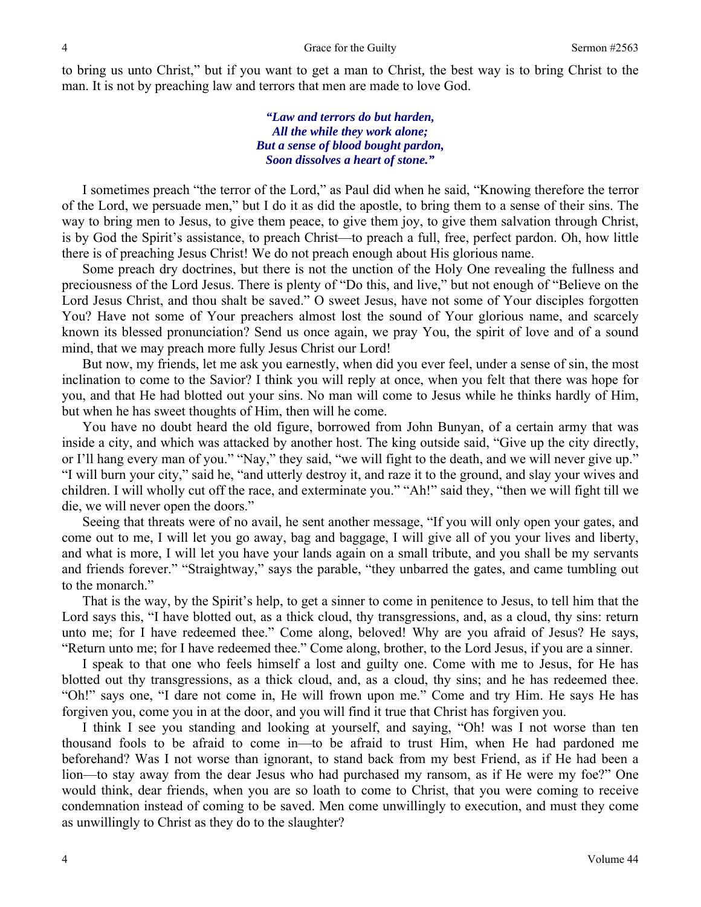to bring us unto Christ," but if you want to get a man to Christ, the best way is to bring Christ to the man. It is not by preaching law and terrors that men are made to love God.

> ***"Law and terrors do but harden,***
> ***All the while they work alone;***
> ***But a sense of blood bought pardon,***
> ***Soon dissolves a heart of stone."***

I sometimes preach "the terror of the Lord," as Paul did when he said, "Knowing therefore the terror of the Lord, we persuade men," but I do it as did the apostle, to bring them to a sense of their sins. The way to bring men to Jesus, to give them peace, to give them joy, to give them salvation through Christ, is by God the Spirit's assistance, to preach Christ—to preach a full, free, perfect pardon. Oh, how little there is of preaching Jesus Christ! We do not preach enough about His glorious name.

Some preach dry doctrines, but there is not the unction of the Holy One revealing the fullness and preciousness of the Lord Jesus. There is plenty of "Do this, and live," but not enough of "Believe on the Lord Jesus Christ, and thou shalt be saved." O sweet Jesus, have not some of Your disciples forgotten You? Have not some of Your preachers almost lost the sound of Your glorious name, and scarcely known its blessed pronunciation? Send us once again, we pray You, the spirit of love and of a sound mind, that we may preach more fully Jesus Christ our Lord!

But now, my friends, let me ask you earnestly, when did you ever feel, under a sense of sin, the most inclination to come to the Savior? I think you will reply at once, when you felt that there was hope for you, and that He had blotted out your sins. No man will come to Jesus while he thinks hardly of Him, but when he has sweet thoughts of Him, then will he come.

You have no doubt heard the old figure, borrowed from John Bunyan, of a certain army that was inside a city, and which was attacked by another host. The king outside said, "Give up the city directly, or I'll hang every man of you." "Nay," they said, "we will fight to the death, and we will never give up." "I will burn your city," said he, "and utterly destroy it, and raze it to the ground, and slay your wives and children. I will wholly cut off the race, and exterminate you." "Ah!" said they, "then we will fight till we die, we will never open the doors."

Seeing that threats were of no avail, he sent another message, "If you will only open your gates, and come out to me, I will let you go away, bag and baggage, I will give all of you your lives and liberty, and what is more, I will let you have your lands again on a small tribute, and you shall be my servants and friends forever." "Straightway," says the parable, "they unbarred the gates, and came tumbling out to the monarch."

That is the way, by the Spirit's help, to get a sinner to come in penitence to Jesus, to tell him that the Lord says this, "I have blotted out, as a thick cloud, thy transgressions, and, as a cloud, thy sins: return unto me; for I have redeemed thee." Come along, beloved! Why are you afraid of Jesus? He says, "Return unto me; for I have redeemed thee." Come along, brother, to the Lord Jesus, if you are a sinner.

I speak to that one who feels himself a lost and guilty one. Come with me to Jesus, for He has blotted out thy transgressions, as a thick cloud, and, as a cloud, thy sins; and he has redeemed thee. "Oh!" says one, "I dare not come in, He will frown upon me." Come and try Him. He says He has forgiven you, come you in at the door, and you will find it true that Christ has forgiven you.

I think I see you standing and looking at yourself, and saying, "Oh! was I not worse than ten thousand fools to be afraid to come in—to be afraid to trust Him, when He had pardoned me beforehand? Was I not worse than ignorant, to stand back from my best Friend, as if He had been a lion—to stay away from the dear Jesus who had purchased my ransom, as if He were my foe?" One would think, dear friends, when you are so loath to come to Christ, that you were coming to receive condemnation instead of coming to be saved. Men come unwillingly to execution, and must they come as unwillingly to Christ as they do to the slaughter?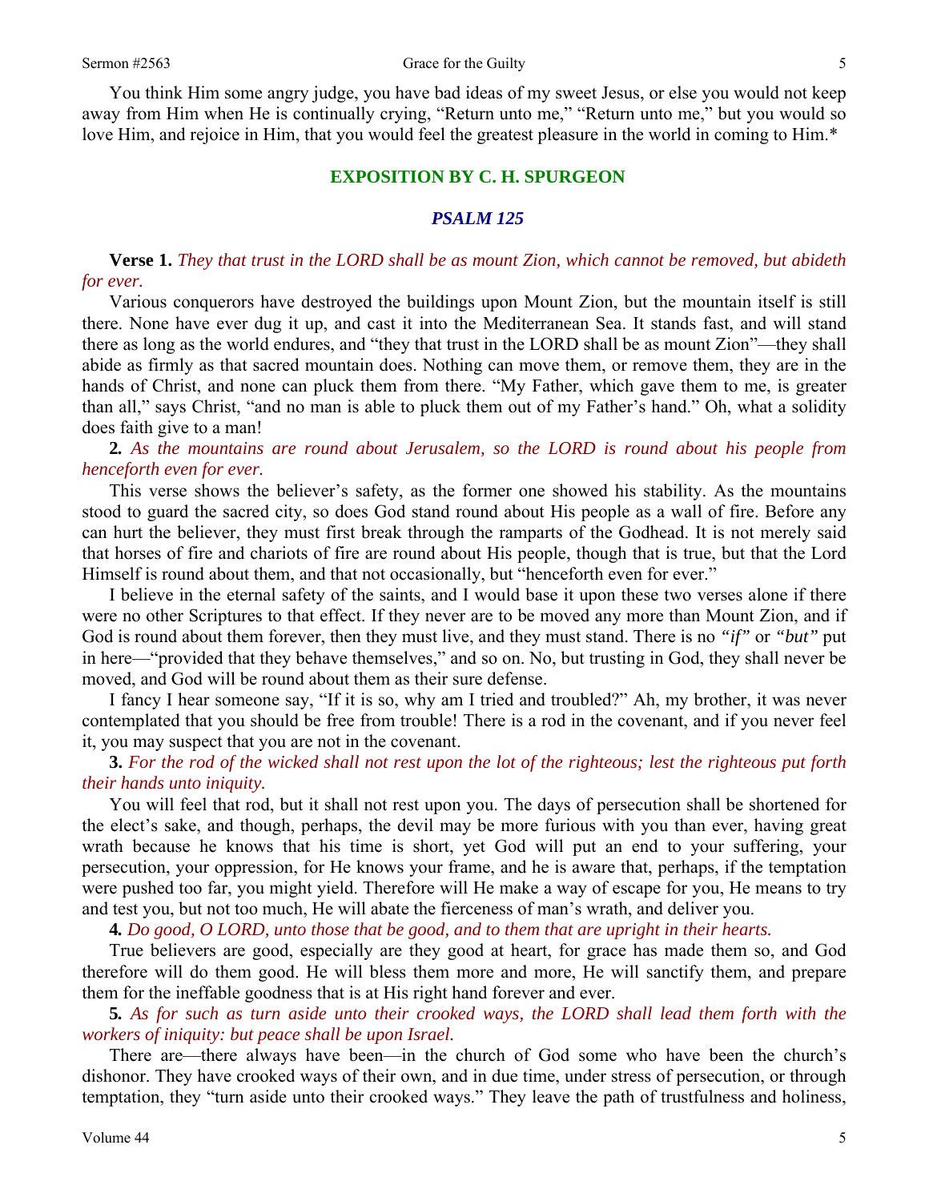You think Him some angry judge, you have bad ideas of my sweet Jesus, or else you would not keep away from Him when He is continually crying, "Return unto me," "Return unto me," but you would so love Him, and rejoice in Him, that you would feel the greatest pleasure in the world in coming to Him.*

## EXPOSITION BY C. H. SPURGEON

### *PSALM 125*

**Verse 1.** *They that trust in the LORD shall be as mount Zion, which cannot be removed, but abideth for ever.*

Various conquerors have destroyed the buildings upon Mount Zion, but the mountain itself is still there. None have ever dug it up, and cast it into the Mediterranean Sea. It stands fast, and will stand there as long as the world endures, and "they that trust in the LORD shall be as mount Zion"—they shall abide as firmly as that sacred mountain does. Nothing can move them, or remove them, they are in the hands of Christ, and none can pluck them from there. "My Father, which gave them to me, is greater than all," says Christ, "and no man is able to pluck them out of my Father's hand." Oh, what a solidity does faith give to a man!

**2.** *As the mountains are round about Jerusalem, so the LORD is round about his people from henceforth even for ever.*

This verse shows the believer's safety, as the former one showed his stability. As the mountains stood to guard the sacred city, so does God stand round about His people as a wall of fire. Before any can hurt the believer, they must first break through the ramparts of the Godhead. It is not merely said that horses of fire and chariots of fire are round about His people, though that is true, but that the Lord Himself is round about them, and that not occasionally, but "henceforth even for ever."

I believe in the eternal safety of the saints, and I would base it upon these two verses alone if there were no other Scriptures to that effect. If they never are to be moved any more than Mount Zion, and if God is round about them forever, then they must live, and they must stand. There is no *"if"* or *"but"* put in here—"provided that they behave themselves," and so on. No, but trusting in God, they shall never be moved, and God will be round about them as their sure defense.

I fancy I hear someone say, "If it is so, why am I tried and troubled?" Ah, my brother, it was never contemplated that you should be free from trouble! There is a rod in the covenant, and if you never feel it, you may suspect that you are not in the covenant.

**3.** *For the rod of the wicked shall not rest upon the lot of the righteous; lest the righteous put forth their hands unto iniquity.*

You will feel that rod, but it shall not rest upon you. The days of persecution shall be shortened for the elect's sake, and though, perhaps, the devil may be more furious with you than ever, having great wrath because he knows that his time is short, yet God will put an end to your suffering, your persecution, your oppression, for He knows your frame, and he is aware that, perhaps, if the temptation were pushed too far, you might yield. Therefore will He make a way of escape for you, He means to try and test you, but not too much, He will abate the fierceness of man's wrath, and deliver you.

**4.** *Do good, O LORD, unto those that be good, and to them that are upright in their hearts.*

True believers are good, especially are they good at heart, for grace has made them so, and God therefore will do them good. He will bless them more and more, He will sanctify them, and prepare them for the ineffable goodness that is at His right hand forever and ever.

**5.** *As for such as turn aside unto their crooked ways, the LORD shall lead them forth with the workers of iniquity: but peace shall be upon Israel.*

There are—there always have been—in the church of God some who have been the church's dishonor. They have crooked ways of their own, and in due time, under stress of persecution, or through temptation, they "turn aside unto their crooked ways." They leave the path of trustfulness and holiness,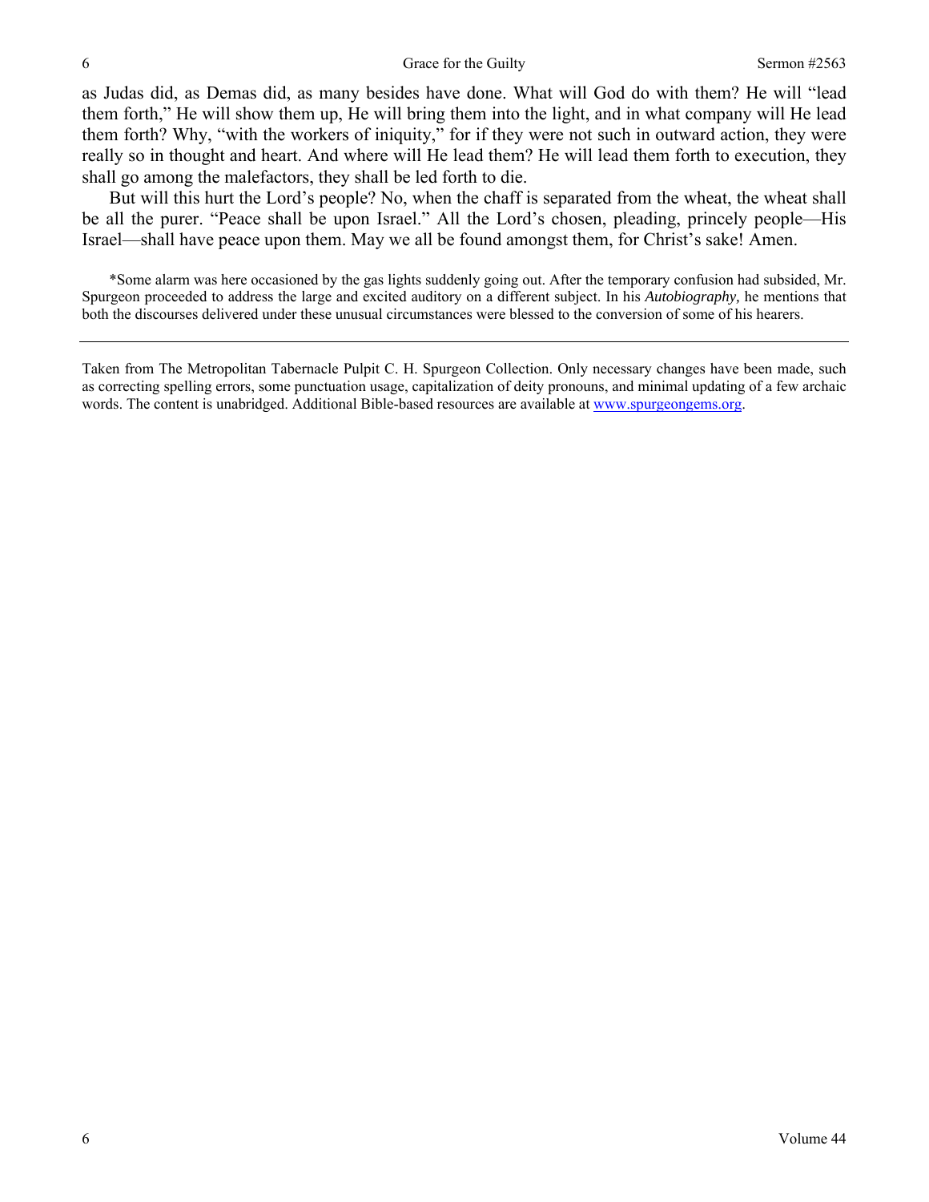as Judas did, as Demas did, as many besides have done. What will God do with them? He will "lead them forth," He will show them up, He will bring them into the light, and in what company will He lead them forth? Why, "with the workers of iniquity," for if they were not such in outward action, they were really so in thought and heart. And where will He lead them? He will lead them forth to execution, they shall go among the malefactors, they shall be led forth to die.

But will this hurt the Lord's people? No, when the chaff is separated from the wheat, the wheat shall be all the purer. "Peace shall be upon Israel." All the Lord's chosen, pleading, princely people—His Israel—shall have peace upon them. May we all be found amongst them, for Christ's sake! Amen.

*Some alarm was here occasioned by the gas lights suddenly going out. After the temporary confusion had subsided, Mr. Spurgeon proceeded to address the large and excited auditory on a different subject. In his *Autobiography,* he mentions that both the discourses delivered under these unusual circumstances were blessed to the conversion of some of his hearers.

---

Taken from The Metropolitan Tabernacle Pulpit C. H. Spurgeon Collection. Only necessary changes have been made, such as correcting spelling errors, some punctuation usage, capitalization of deity pronouns, and minimal updating of a few archaic words. The content is unabridged. Additional Bible-based resources are available at [www.spurgeongems.org](http://www.spurgeongems.org).